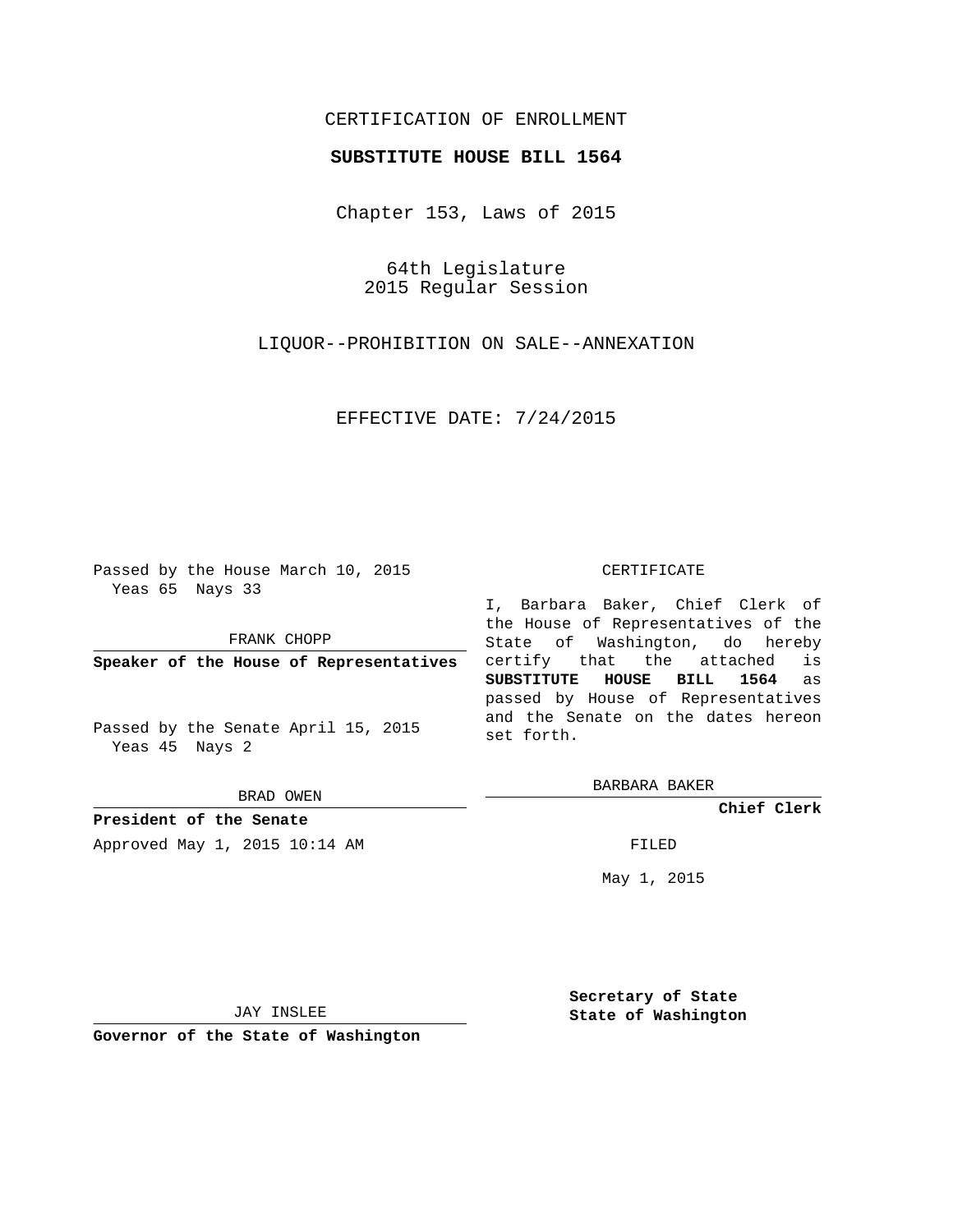CERTIFICATION OF ENROLLMENT

**SUBSTITUTE HOUSE BILL 1564**

Chapter 153, Laws of 2015

64th Legislature
2015 Regular Session

LIQUOR--PROHIBITION ON SALE--ANNEXATION

EFFECTIVE DATE: 7/24/2015

Passed by the House March 10, 2015
Yeas 65 Nays 33

FRANK CHOPP

**Speaker of the House of Representatives**

Passed by the Senate April 15, 2015
Yeas 45 Nays 2

BRAD OWEN

**President of the Senate**

Approved May 1, 2015 10:14 AM

JAY INSLEE

**Governor of the State of Washington**

CERTIFICATE

I, Barbara Baker, Chief Clerk of the House of Representatives of the State of Washington, do hereby certify that the attached is **SUBSTITUTE HOUSE BILL 1564** as passed by House of Representatives and the Senate on the dates hereon set forth.

BARBARA BAKER

**Chief Clerk**

FILED

May 1, 2015

**Secretary of State**
**State of Washington**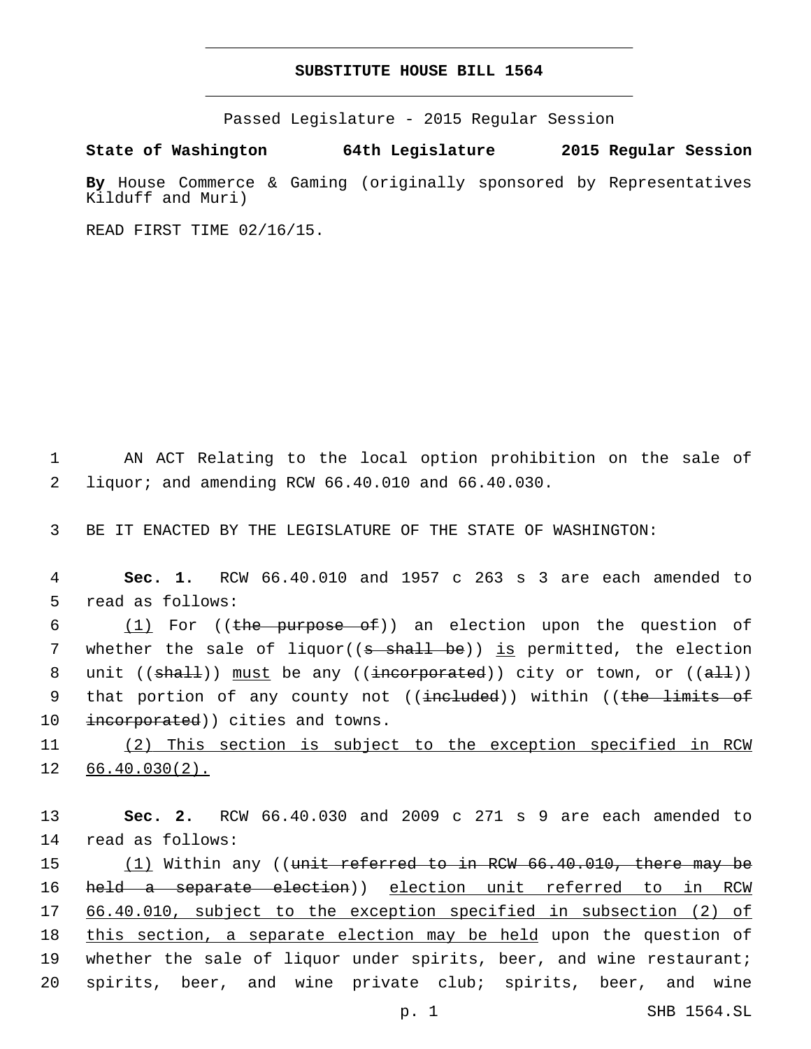# SUBSTITUTE HOUSE BILL 1564

Passed Legislature - 2015 Regular Session

**State of Washington 64th Legislature 2015 Regular Session**

**By** House Commerce & Gaming (originally sponsored by Representatives Kilduff and Muri)

READ FIRST TIME 02/16/15.

1 AN ACT Relating to the local option prohibition on the sale of
2 liquor; and amending RCW 66.40.010 and 66.40.030.

3 BE IT ENACTED BY THE LEGISLATURE OF THE STATE OF WASHINGTON:

4 **Sec. 1.** RCW 66.40.010 and 1957 c 263 s 3 are each amended to
5 read as follows:

6 (1) For ((~~the purpose of~~)) an election upon the question of
7 whether the sale of liquor((~~s shall be~~)) is permitted, the election
8 unit ((~~shall~~)) must be any ((~~incorporated~~)) city or town, or ((~~all~~))
9 that portion of any county not ((~~included~~)) within ((~~the limits of~~
10 ~~incorporated~~)) cities and towns.

11 (2) This section is subject to the exception specified in RCW
12 66.40.030(2).

13 **Sec. 2.** RCW 66.40.030 and 2009 c 271 s 9 are each amended to
14 read as follows:

15 (1) Within any ((~~unit referred to in RCW 66.40.010, there may be~~
16 ~~held a separate election~~)) election unit referred to in RCW
17 66.40.010, subject to the exception specified in subsection (2) of
18 this section, a separate election may be held upon the question of
19 whether the sale of liquor under spirits, beer, and wine restaurant;
20 spirits, beer, and wine private club; spirits, beer, and wine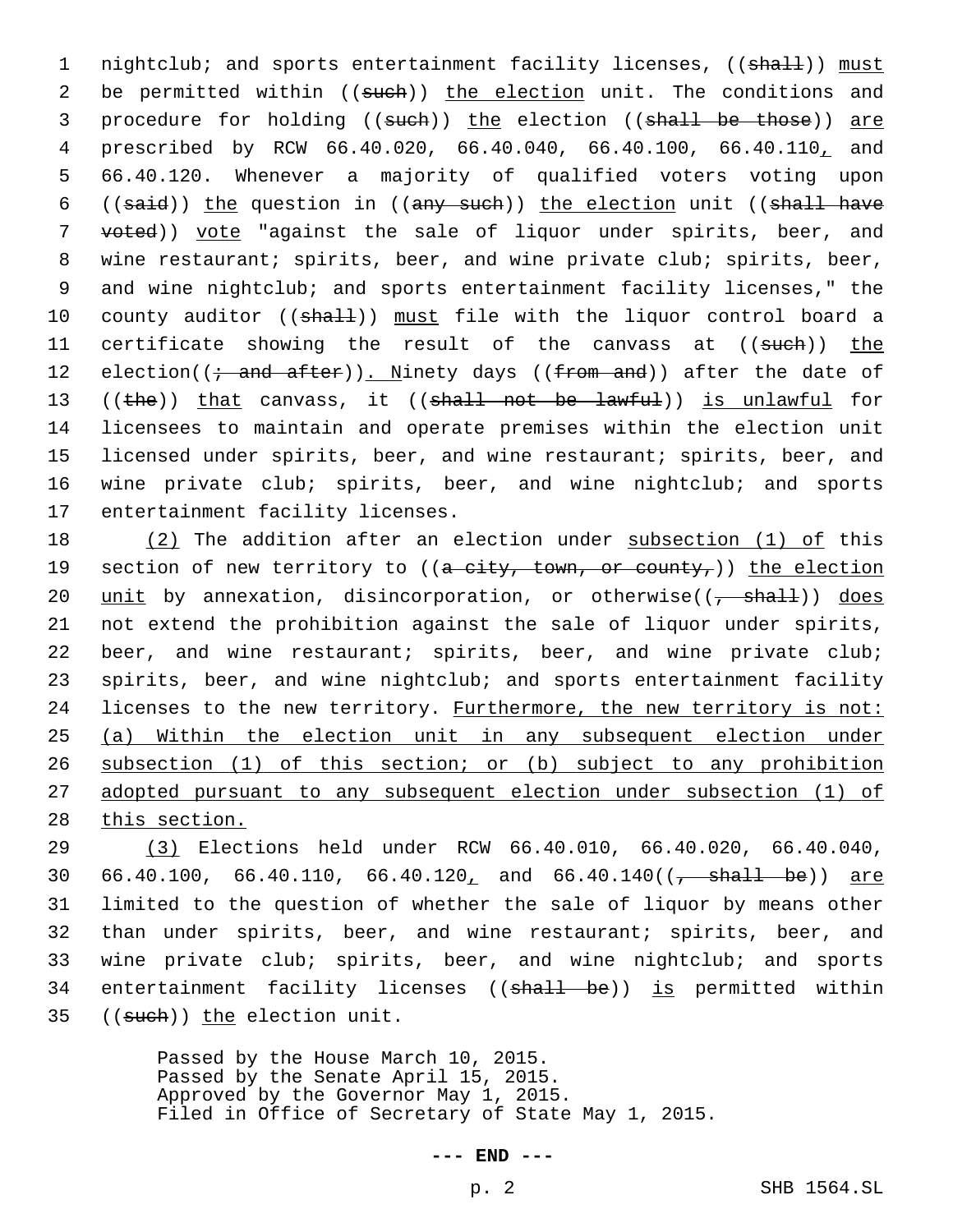nightclub; and sports entertainment facility licenses, ((~~shall~~)) must be permitted within ((~~such~~)) the election unit. The conditions and procedure for holding ((~~such~~)) the election ((~~shall be those~~)) are prescribed by RCW 66.40.020, 66.40.040, 66.40.100, 66.40.110, and 66.40.120. Whenever a majority of qualified voters voting upon ((~~said~~)) the question in ((~~any such~~)) the election unit ((~~shall have voted~~)) vote "against the sale of liquor under spirits, beer, and wine restaurant; spirits, beer, and wine private club; spirits, beer, and wine nightclub; and sports entertainment facility licenses," the county auditor ((~~shall~~)) must file with the liquor control board a certificate showing the result of the canvass at ((~~such~~)) the election((~~; and after~~)). Ninety days ((~~from and~~)) after the date of ((~~the~~)) that canvass, it ((~~shall not be lawful~~)) is unlawful for licensees to maintain and operate premises within the election unit licensed under spirits, beer, and wine restaurant; spirits, beer, and wine private club; spirits, beer, and wine nightclub; and sports entertainment facility licenses.

(2) The addition after an election under subsection (1) of this section of new territory to ((~~a city, town, or county,~~)) the election unit by annexation, disincorporation, or otherwise((~~, shall~~)) does not extend the prohibition against the sale of liquor under spirits, beer, and wine restaurant; spirits, beer, and wine private club; spirits, beer, and wine nightclub; and sports entertainment facility licenses to the new territory. Furthermore, the new territory is not: (a) Within the election unit in any subsequent election under subsection (1) of this section; or (b) subject to any prohibition adopted pursuant to any subsequent election under subsection (1) of this section.

(3) Elections held under RCW 66.40.010, 66.40.020, 66.40.040, 66.40.100, 66.40.110, 66.40.120, and 66.40.140((~~, shall be~~)) are limited to the question of whether the sale of liquor by means other than under spirits, beer, and wine restaurant; spirits, beer, and wine private club; spirits, beer, and wine nightclub; and sports entertainment facility licenses ((~~shall be~~)) is permitted within ((~~such~~)) the election unit.

Passed by the House March 10, 2015.
Passed by the Senate April 15, 2015.
Approved by the Governor May 1, 2015.
Filed in Office of Secretary of State May 1, 2015.

**--- END ---**